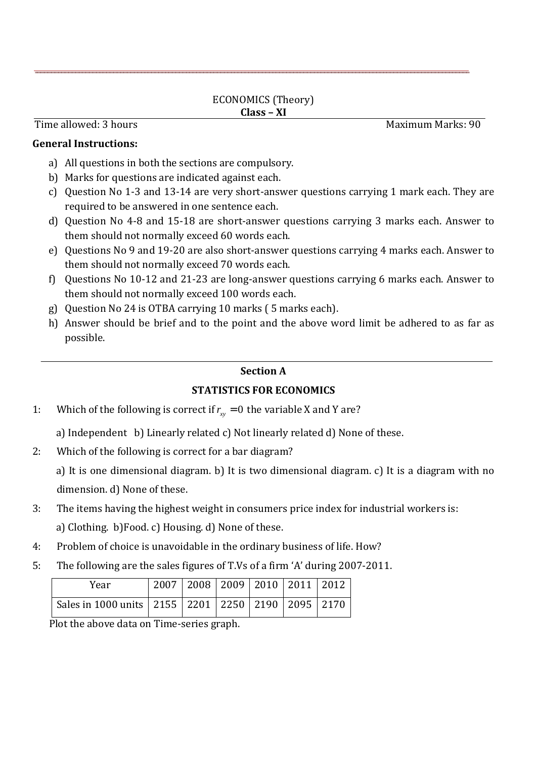ECONOMICS (Theory)

**Class – XI**

Time allowed: 3 hours Maximum Marks: 90

**General Instructions:**

a) All questions in both the sections are compulsory.
b) Marks for questions are indicated against each.
c) Question No 1-3 and 13-14 are very short-answer questions carrying 1 mark each. They are required to be answered in one sentence each.
d) Question No 4-8 and 15-18 are short-answer questions carrying 3 marks each. Answer to them should not normally exceed 60 words each.
e) Questions No 9 and 19-20 are also short-answer questions carrying 4 marks each. Answer to them should not normally exceed 70 words each.
f) Questions No 10-12 and 21-23 are long-answer questions carrying 6 marks each. Answer to them should not normally exceed 100 words each.
g) Question No 24 is OTBA carrying 10 marks ( 5 marks each).
h) Answer should be brief and to the point and the above word limit be adhered to as far as possible.

## Section A

## STATISTICS FOR ECONOMICS

1: Which of the following is correct if $r_{xy} = 0$ the variable X and Y are?

a) Independent b) Linearly related c) Not linearly related d) None of these.

2: Which of the following is correct for a bar diagram?

a) It is one dimensional diagram. b) It is two dimensional diagram. c) It is a diagram with no dimension. d) None of these.

3: The items having the highest weight in consumers price index for industrial workers is:

a) Clothing. b)Food. c) Housing. d) None of these.

4: Problem of choice is unavoidable in the ordinary business of life. How?

5: The following are the sales figures of T.Vs of a firm 'A' during 2007-2011.

| Year | 2007 | 2008 | 2009 | 2010 | 2011 | 2012 |
|---|---|---|---|---|---|---|
| Sales in 1000 units | 2155 | 2201 | 2250 | 2190 | 2095 | 2170 |

Plot the above data on Time-series graph.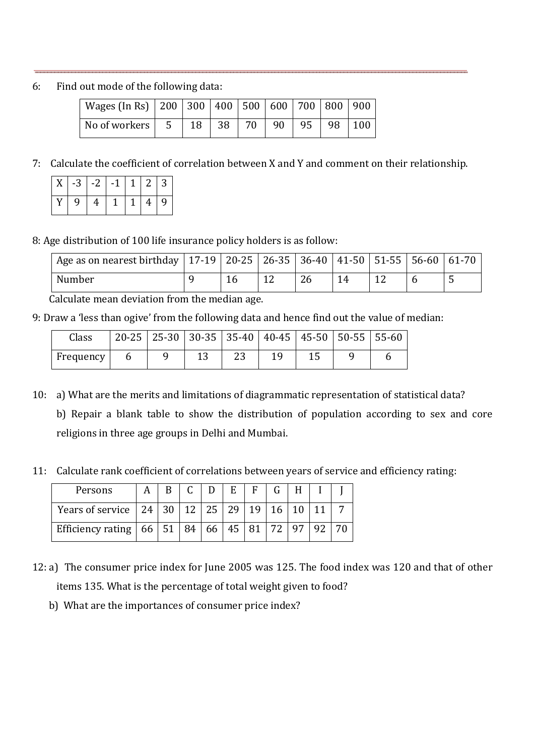6: Find out mode of the following data:

| Wages (In Rs) | 200 | 300 | 400 | 500 | 600 | 700 | 800 | 900 |
|---|---|---|---|---|---|---|---|---|
| No of workers | 5 | 18 | 38 | 70 | 90 | 95 | 98 | 100 |

7: Calculate the coefficient of correlation between X and Y and comment on their relationship.

| X | -3 | -2 | -1 | 1 | 2 | 3 |
|---|---|---|---|---|---|---|
| Y | 9 | 4 | 1 | 1 | 4 | 9 |

8: Age distribution of 100 life insurance policy holders is as follow:

| Age as on nearest birthday | 17-19 | 20-25 | 26-35 | 36-40 | 41-50 | 51-55 | 56-60 | 61-70 |
|---|---|---|---|---|---|---|---|---|
| Number | 9 | 16 | 12 | 26 | 14 | 12 | 6 | 5 |

Calculate mean deviation from the median age.

9: Draw a 'less than ogive' from the following data and hence find out the value of median:

| Class | 20-25 | 25-30 | 30-35 | 35-40 | 40-45 | 45-50 | 50-55 | 55-60 |
|---|---|---|---|---|---|---|---|---|
| Frequency | 6 | 9 | 13 | 23 | 19 | 15 | 9 | 6 |

10: a) What are the merits and limitations of diagrammatic representation of statistical data?

b) Repair a blank table to show the distribution of population according to sex and core religions in three age groups in Delhi and Mumbai.

11: Calculate rank coefficient of correlations between years of service and efficiency rating:

| Persons | A | B | C | D | E | F | G | H | I | J |
|---|---|---|---|---|---|---|---|---|---|---|
| Years of service | 24 | 30 | 12 | 25 | 29 | 19 | 16 | 10 | 11 | 7 |
| Efficiency rating | 66 | 51 | 84 | 66 | 45 | 81 | 72 | 97 | 92 | 70 |

12: a) The consumer price index for June 2005 was 125. The food index was 120 and that of other items 135. What is the percentage of total weight given to food?

b) What are the importances of consumer price index?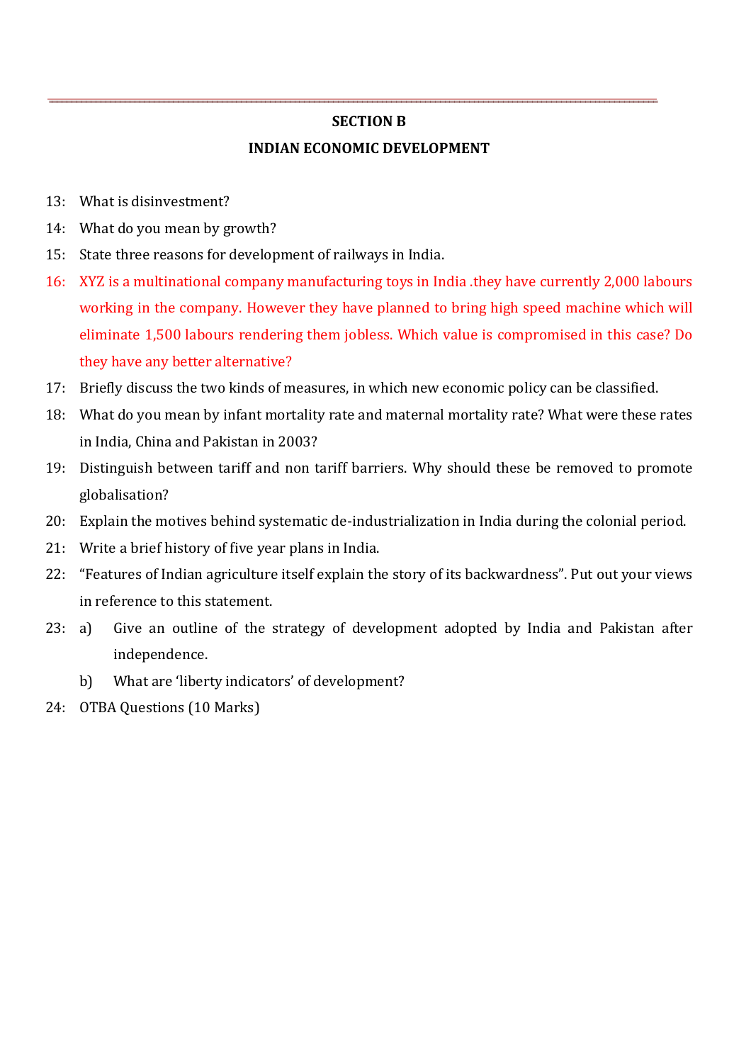## SECTION B

## INDIAN ECONOMIC DEVELOPMENT

13: What is disinvestment?

14: What do you mean by growth?

15: State three reasons for development of railways in India.

16: XYZ is a multinational company manufacturing toys in India .they have currently 2,000 labours working in the company. However they have planned to bring high speed machine which will eliminate 1,500 labours rendering them jobless. Which value is compromised in this case? Do they have any better alternative?

17: Briefly discuss the two kinds of measures, in which new economic policy can be classified.

18: What do you mean by infant mortality rate and maternal mortality rate? What were these rates in India, China and Pakistan in 2003?

19: Distinguish between tariff and non tariff barriers. Why should these be removed to promote globalisation?

20: Explain the motives behind systematic de-industrialization in India during the colonial period.

21: Write a brief history of five year plans in India.

22: "Features of Indian agriculture itself explain the story of its backwardness". Put out your views in reference to this statement.

23: a) Give an outline of the strategy of development adopted by India and Pakistan after independence.

b) What are 'liberty indicators' of development?

24: OTBA Questions (10 Marks)